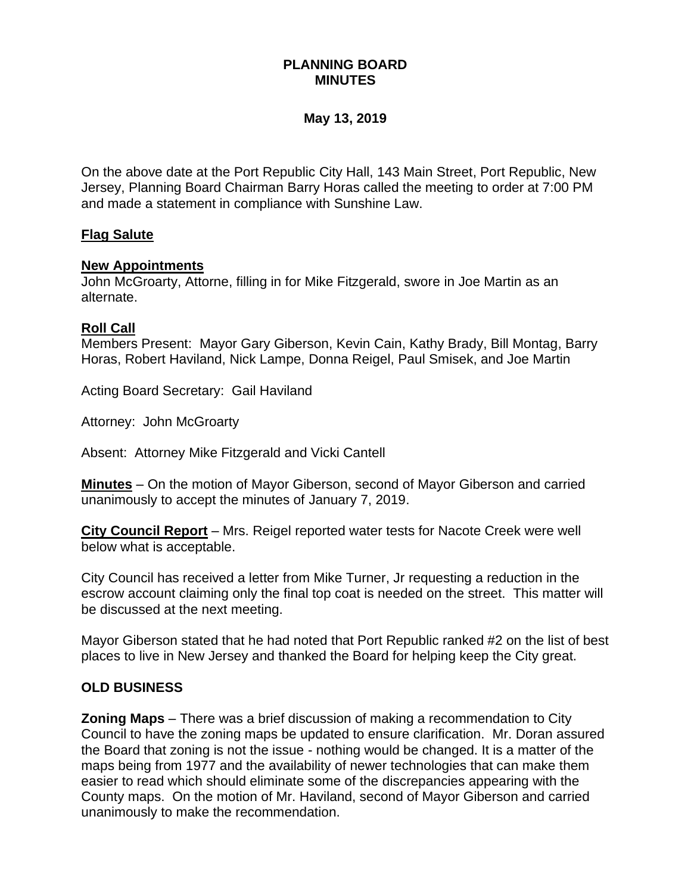**PLANNING BOARD**
**MINUTES**

**May 13, 2019**

On the above date at the Port Republic City Hall, 143 Main Street, Port Republic, New Jersey, Planning Board Chairman Barry Horas called the meeting to order at 7:00 PM and made a statement in compliance with Sunshine Law.

**Flag Salute**

**New Appointments**
John McGroarty, Attorne, filling in for Mike Fitzgerald, swore in Joe Martin as an alternate.

**Roll Call**
Members Present: Mayor Gary Giberson, Kevin Cain, Kathy Brady, Bill Montag, Barry Horas, Robert Haviland, Nick Lampe, Donna Reigel, Paul Smisek, and Joe Martin

Acting Board Secretary: Gail Haviland

Attorney: John McGroarty

Absent: Attorney Mike Fitzgerald and Vicki Cantell

**Minutes** – On the motion of Mayor Giberson, second of Mayor Giberson and carried unanimously to accept the minutes of January 7, 2019.

**City Council Report** – Mrs. Reigel reported water tests for Nacote Creek were well below what is acceptable.

City Council has received a letter from Mike Turner, Jr requesting a reduction in the escrow account claiming only the final top coat is needed on the street. This matter will be discussed at the next meeting.

Mayor Giberson stated that he had noted that Port Republic ranked #2 on the list of best places to live in New Jersey and thanked the Board for helping keep the City great.

**OLD BUSINESS**

**Zoning Maps** – There was a brief discussion of making a recommendation to City Council to have the zoning maps be updated to ensure clarification. Mr. Doran assured the Board that zoning is not the issue - nothing would be changed. It is a matter of the maps being from 1977 and the availability of newer technologies that can make them easier to read which should eliminate some of the discrepancies appearing with the County maps. On the motion of Mr. Haviland, second of Mayor Giberson and carried unanimously to make the recommendation.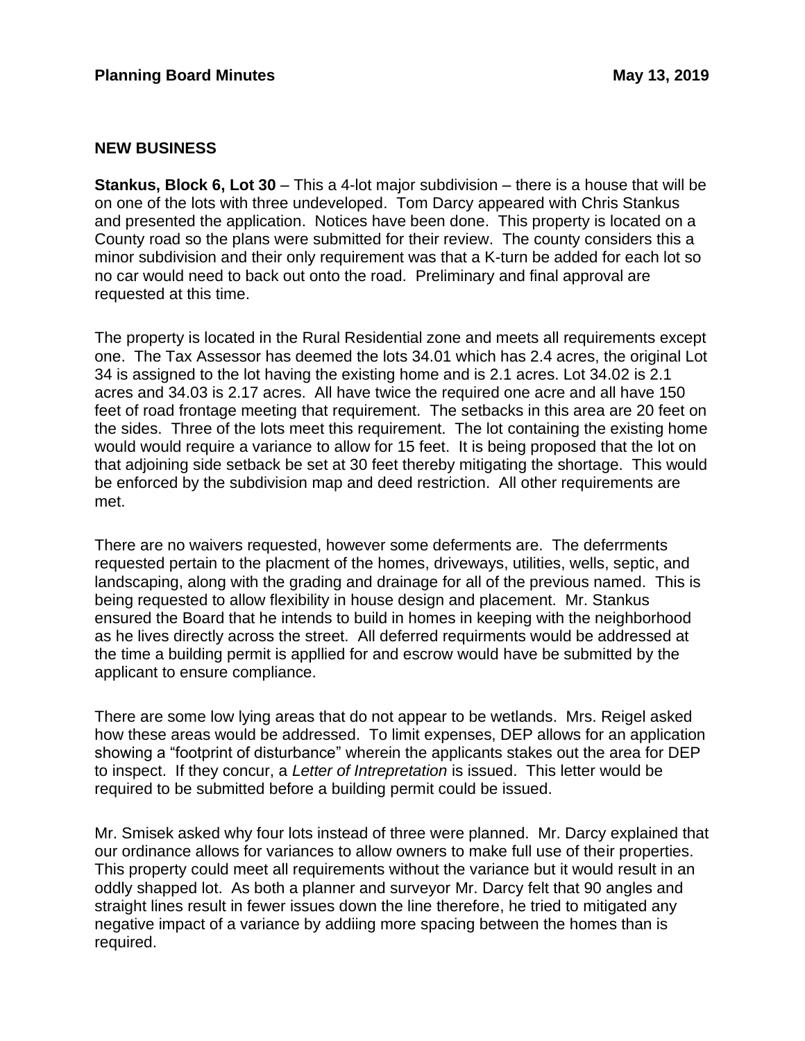**Planning Board Minutes** **May 13, 2019**

**NEW BUSINESS**

**Stankus, Block 6, Lot 30** – This a 4-lot major subdivision – there is a house that will be on one of the lots with three undeveloped. Tom Darcy appeared with Chris Stankus and presented the application. Notices have been done. This property is located on a County road so the plans were submitted for their review. The county considers this a minor subdivision and their only requirement was that a K-turn be added for each lot so no car would need to back out onto the road. Preliminary and final approval are requested at this time.

The property is located in the Rural Residential zone and meets all requirements except one. The Tax Assessor has deemed the lots 34.01 which has 2.4 acres, the original Lot 34 is assigned to the lot having the existing home and is 2.1 acres. Lot 34.02 is 2.1 acres and 34.03 is 2.17 acres. All have twice the required one acre and all have 150 feet of road frontage meeting that requirement. The setbacks in this area are 20 feet on the sides. Three of the lots meet this requirement. The lot containing the existing home would would require a variance to allow for 15 feet. It is being proposed that the lot on that adjoining side setback be set at 30 feet thereby mitigating the shortage. This would be enforced by the subdivision map and deed restriction. All other requirements are met.

There are no waivers requested, however some deferments are. The deferrments requested pertain to the placment of the homes, driveways, utilities, wells, septic, and landscaping, along with the grading and drainage for all of the previous named. This is being requested to allow flexibility in house design and placement. Mr. Stankus ensured the Board that he intends to build in homes in keeping with the neighborhood as he lives directly across the street. All deferred requirments would be addressed at the time a building permit is appllied for and escrow would have be submitted by the applicant to ensure compliance.

There are some low lying areas that do not appear to be wetlands. Mrs. Reigel asked how these areas would be addressed. To limit expenses, DEP allows for an application showing a "footprint of disturbance" wherein the applicants stakes out the area for DEP to inspect. If they concur, a *Letter of Intrepretation* is issued. This letter would be required to be submitted before a building permit could be issued.

Mr. Smisek asked why four lots instead of three were planned. Mr. Darcy explained that our ordinance allows for variances to allow owners to make full use of their properties. This property could meet all requirements without the variance but it would result in an oddly shapped lot. As both a planner and surveyor Mr. Darcy felt that 90 angles and straight lines result in fewer issues down the line therefore, he tried to mitigated any negative impact of a variance by addiing more spacing between the homes than is required.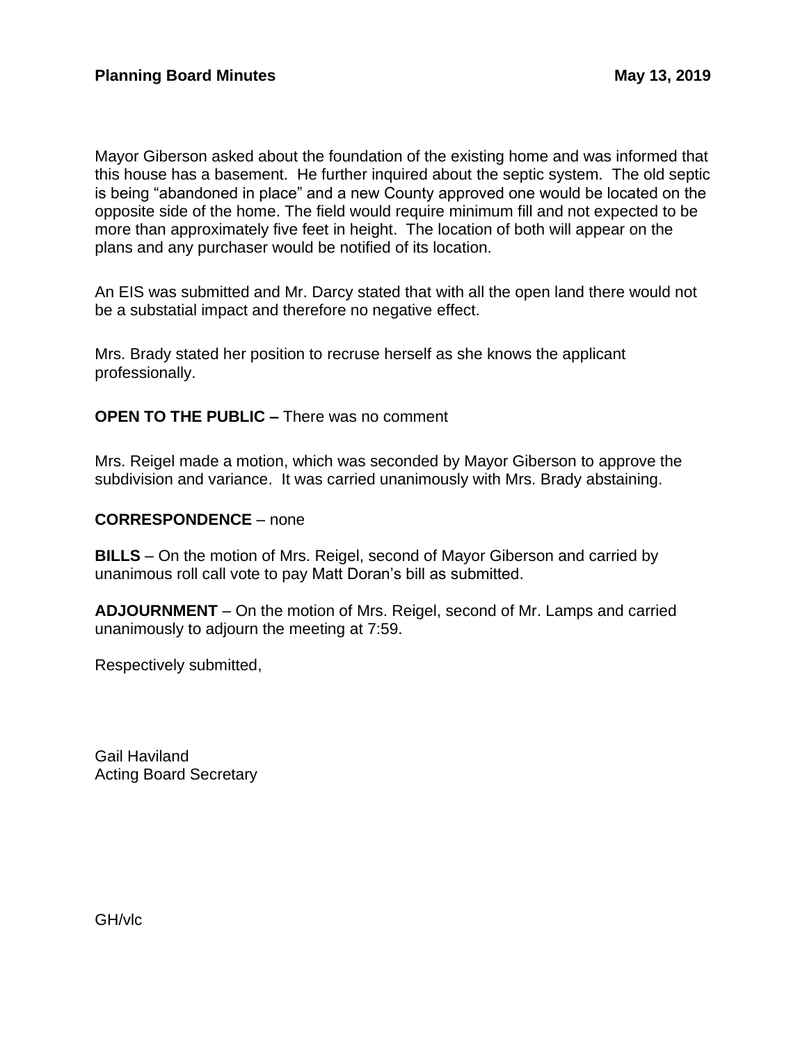Mayor Giberson asked about the foundation of the existing home and was informed that this house has a basement. He further inquired about the septic system. The old septic is being “abandoned in place” and a new County approved one would be located on the opposite side of the home. The field would require minimum fill and not expected to be more than approximately five feet in height. The location of both will appear on the plans and any purchaser would be notified of its location.

An EIS was submitted and Mr. Darcy stated that with all the open land there would not be a substatial impact and therefore no negative effect.

Mrs. Brady stated her position to recruse herself as she knows the applicant professionally.

**OPEN TO THE PUBLIC –** There was no comment

Mrs. Reigel made a motion, which was seconded by Mayor Giberson to approve the subdivision and variance. It was carried unanimously with Mrs. Brady abstaining.

**CORRESPONDENCE** – none

**BILLS** – On the motion of Mrs. Reigel, second of Mayor Giberson and carried by unanimous roll call vote to pay Matt Doran’s bill as submitted.

**ADJOURNMENT** – On the motion of Mrs. Reigel, second of Mr. Lamps and carried unanimously to adjourn the meeting at 7:59.

Respectively submitted,

Gail Haviland
Acting Board Secretary

GH/vlc